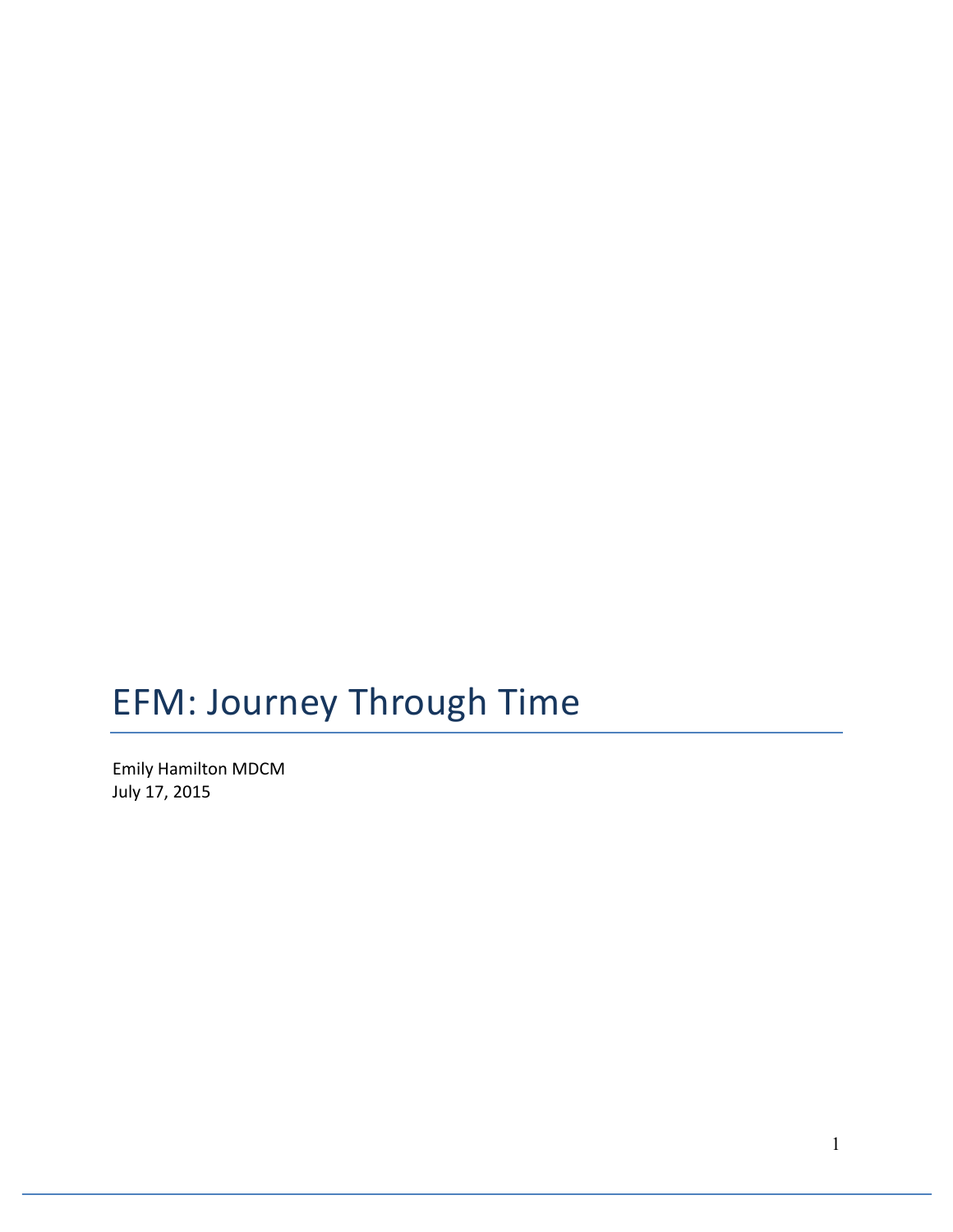# EFM: Journey Through Time

Emily Hamilton MDCM
July 17, 2015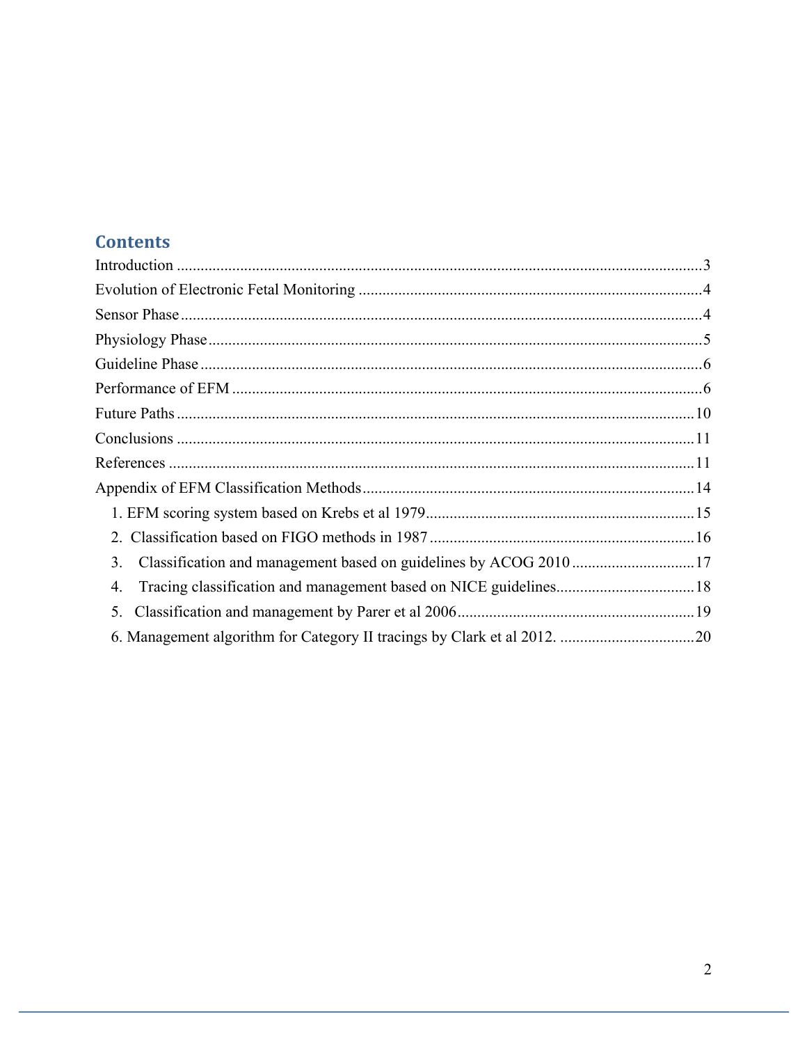## Contents

Introduction ........................................................................................................................3
Evolution of Electronic Fetal Monitoring ........................................................................4
Sensor Phase ......................................................................................................................4
Physiology Phase ...............................................................................................................5
Guideline Phase .................................................................................................................6
Performance of EFM .........................................................................................................6
Future Paths .....................................................................................................................10
Conclusions .....................................................................................................................11
References .......................................................................................................................11
Appendix of EFM Classification Methods .....................................................................14

1. EFM scoring system based on Krebs et al 1979 ......................................................15
2. Classification based on FIGO methods in 1987 .....................................................16
3. Classification and management based on guidelines by ACOG 2010 ....................17
4. Tracing classification and management based on NICE guidelines.......................18
5. Classification and management by Parer et al 2006 ...............................................19
6. Management algorithm for Category II tracings by Clark et al 2012. ....................20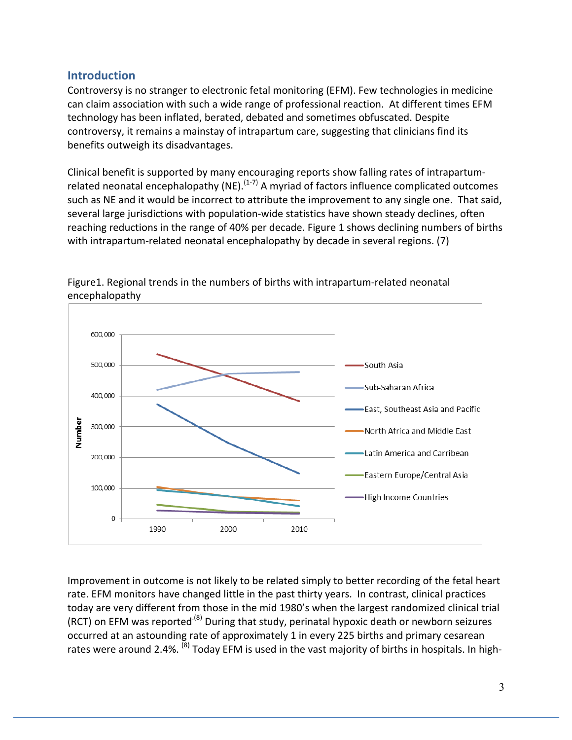## Introduction

Controversy is no stranger to electronic fetal monitoring (EFM). Few technologies in medicine can claim association with such a wide range of professional reaction. At different times EFM technology has been inflated, berated, debated and sometimes obfuscated. Despite controversy, it remains a mainstay of intrapartum care, suggesting that clinicians find its benefits outweigh its disadvantages.

Clinical benefit is supported by many encouraging reports show falling rates of intrapartum-related neonatal encephalopathy (NE).[1-7] A myriad of factors influence complicated outcomes such as NE and it would be incorrect to attribute the improvement to any single one. That said, several large jurisdictions with population-wide statistics have shown steady declines, often reaching reductions in the range of 40% per decade. Figure 1 shows declining numbers of births with intrapartum-related neonatal encephalopathy by decade in several regions. (7)

Figure1. Regional trends in the numbers of births with intrapartum-related neonatal encephalopathy

Improvement in outcome is not likely to be related simply to better recording of the fetal heart rate. EFM monitors have changed little in the past thirty years. In contrast, clinical practices today are very different from those in the mid 1980's when the largest randomized clinical trial (RCT) on EFM was reported.[8] During that study, perinatal hypoxic death or newborn seizures occurred at an astounding rate of approximately 1 in every 225 births and primary cesarean rates were around 2.4%.[8] Today EFM is used in the vast majority of births in hospitals. In high-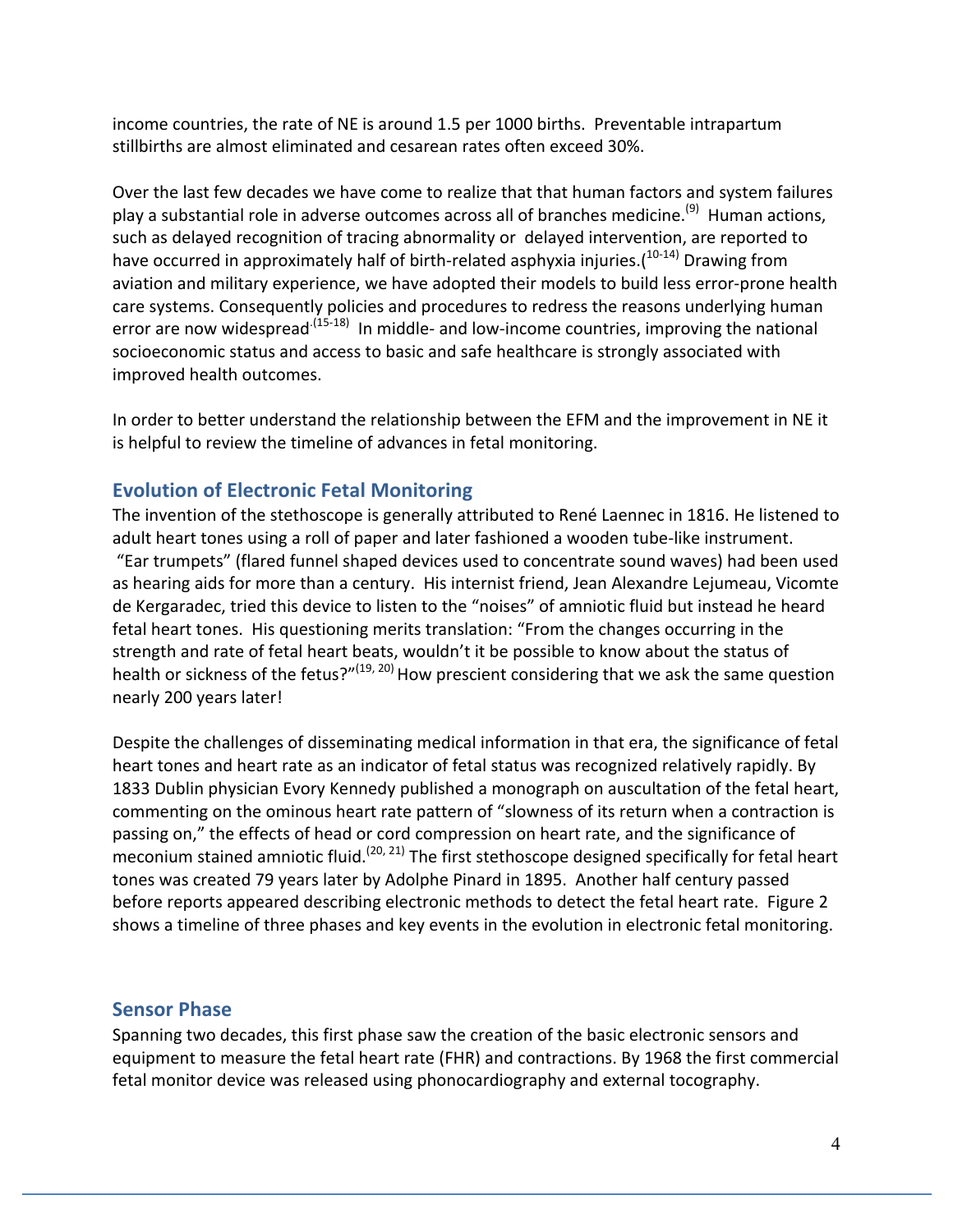income countries, the rate of NE is around 1.5 per 1000 births. Preventable intrapartum stillbirths are almost eliminated and cesarean rates often exceed 30%.

Over the last few decades we have come to realize that that human factors and system failures play a substantial role in adverse outcomes across all of branches medicine.[9] Human actions, such as delayed recognition of tracing abnormality or delayed intervention, are reported to have occurred in approximately half of birth-related asphyxia injuries.([10-14]) Drawing from aviation and military experience, we have adopted their models to build less error-prone health care systems. Consequently policies and procedures to redress the reasons underlying human error are now widespread.[15-18] In middle- and low-income countries, improving the national socioeconomic status and access to basic and safe healthcare is strongly associated with improved health outcomes.

In order to better understand the relationship between the EFM and the improvement in NE it is helpful to review the timeline of advances in fetal monitoring.

## Evolution of Electronic Fetal Monitoring

The invention of the stethoscope is generally attributed to René Laennec in 1816. He listened to adult heart tones using a roll of paper and later fashioned a wooden tube-like instrument. "Ear trumpets" (flared funnel shaped devices used to concentrate sound waves) had been used as hearing aids for more than a century. His internist friend, Jean Alexandre Lejumeau, Vicomte de Kergaradec, tried this device to listen to the "noises" of amniotic fluid but instead he heard fetal heart tones. His questioning merits translation: "From the changes occurring in the strength and rate of fetal heart beats, wouldn't it be possible to know about the status of health or sickness of the fetus?"[19, 20] How prescient considering that we ask the same question nearly 200 years later!

Despite the challenges of disseminating medical information in that era, the significance of fetal heart tones and heart rate as an indicator of fetal status was recognized relatively rapidly. By 1833 Dublin physician Evory Kennedy published a monograph on auscultation of the fetal heart, commenting on the ominous heart rate pattern of "slowness of its return when a contraction is passing on," the effects of head or cord compression on heart rate, and the significance of meconium stained amniotic fluid.[20, 21] The first stethoscope designed specifically for fetal heart tones was created 79 years later by Adolphe Pinard in 1895. Another half century passed before reports appeared describing electronic methods to detect the fetal heart rate. Figure 2 shows a timeline of three phases and key events in the evolution in electronic fetal monitoring.

## Sensor Phase

Spanning two decades, this first phase saw the creation of the basic electronic sensors and equipment to measure the fetal heart rate (FHR) and contractions. By 1968 the first commercial fetal monitor device was released using phonocardiography and external tocography.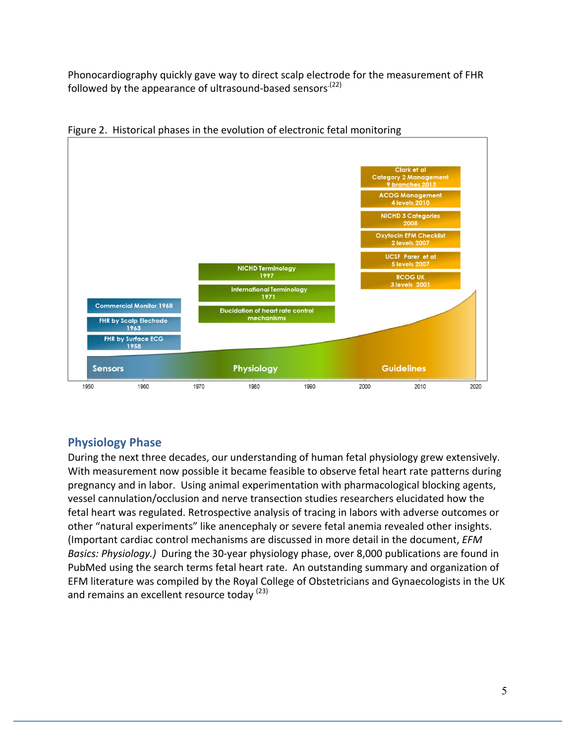Phonocardiography quickly gave way to direct scalp electrode for the measurement of FHR followed by the appearance of ultrasound-based sensors.[22]

Figure 2. Historical phases in the evolution of electronic fetal monitoring

## Physiology Phase

During the next three decades, our understanding of human fetal physiology grew extensively. With measurement now possible it became feasible to observe fetal heart rate patterns during pregnancy and in labor. Using animal experimentation with pharmacological blocking agents, vessel cannulation/occlusion and nerve transection studies researchers elucidated how the fetal heart was regulated. Retrospective analysis of tracing in labors with adverse outcomes or other "natural experiments" like anencephaly or severe fetal anemia revealed other insights. (Important cardiac control mechanisms are discussed in more detail in the document, *EFM Basics: Physiology.)* During the 30-year physiology phase, over 8,000 publications are found in PubMed using the search terms fetal heart rate. An outstanding summary and organization of EFM literature was compiled by the Royal College of Obstetricians and Gynaecologists in the UK and remains an excellent resource today [23]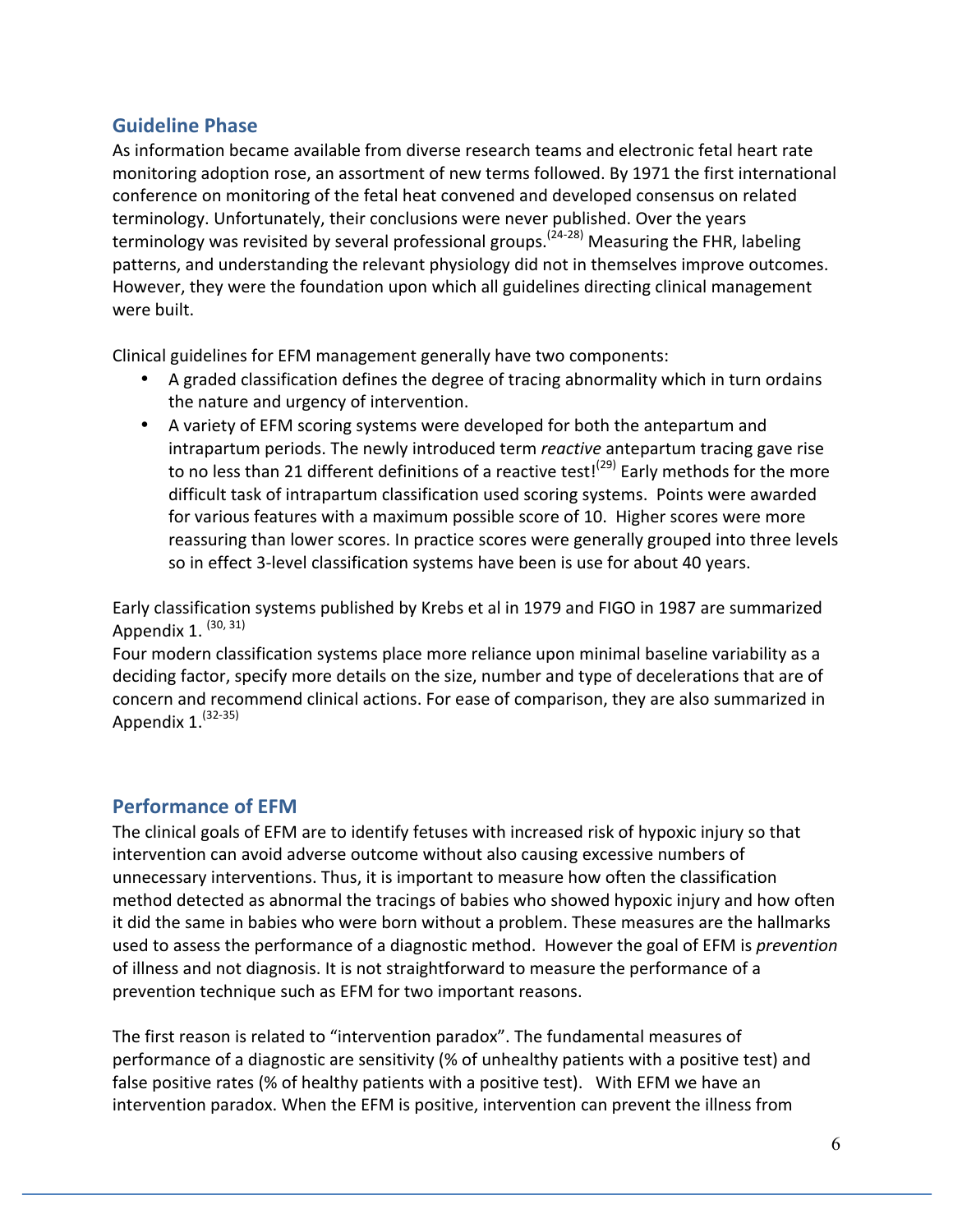## Guideline Phase

As information became available from diverse research teams and electronic fetal heart rate monitoring adoption rose, an assortment of new terms followed. By 1971 the first international conference on monitoring of the fetal heat convened and developed consensus on related terminology. Unfortunately, their conclusions were never published. Over the years terminology was revisited by several professional groups.[24-28] Measuring the FHR, labeling patterns, and understanding the relevant physiology did not in themselves improve outcomes. However, they were the foundation upon which all guidelines directing clinical management were built.

Clinical guidelines for EFM management generally have two components:

- A graded classification defines the degree of tracing abnormality which in turn ordains the nature and urgency of intervention.
- A variety of EFM scoring systems were developed for both the antepartum and intrapartum periods. The newly introduced term *reactive* antepartum tracing gave rise to no less than 21 different definitions of a reactive test![29] Early methods for the more difficult task of intrapartum classification used scoring systems. Points were awarded for various features with a maximum possible score of 10. Higher scores were more reassuring than lower scores. In practice scores were generally grouped into three levels so in effect 3-level classification systems have been is use for about 40 years.

Early classification systems published by Krebs et al in 1979 and FIGO in 1987 are summarized Appendix 1. [30, 31]

Four modern classification systems place more reliance upon minimal baseline variability as a deciding factor, specify more details on the size, number and type of decelerations that are of concern and recommend clinical actions. For ease of comparison, they are also summarized in Appendix 1.[32-35]

## Performance of EFM

The clinical goals of EFM are to identify fetuses with increased risk of hypoxic injury so that intervention can avoid adverse outcome without also causing excessive numbers of unnecessary interventions. Thus, it is important to measure how often the classification method detected as abnormal the tracings of babies who showed hypoxic injury and how often it did the same in babies who were born without a problem. These measures are the hallmarks used to assess the performance of a diagnostic method. However the goal of EFM is *prevention* of illness and not diagnosis. It is not straightforward to measure the performance of a prevention technique such as EFM for two important reasons.

The first reason is related to "intervention paradox". The fundamental measures of performance of a diagnostic are sensitivity (% of unhealthy patients with a positive test) and false positive rates (% of healthy patients with a positive test). With EFM we have an intervention paradox. When the EFM is positive, intervention can prevent the illness from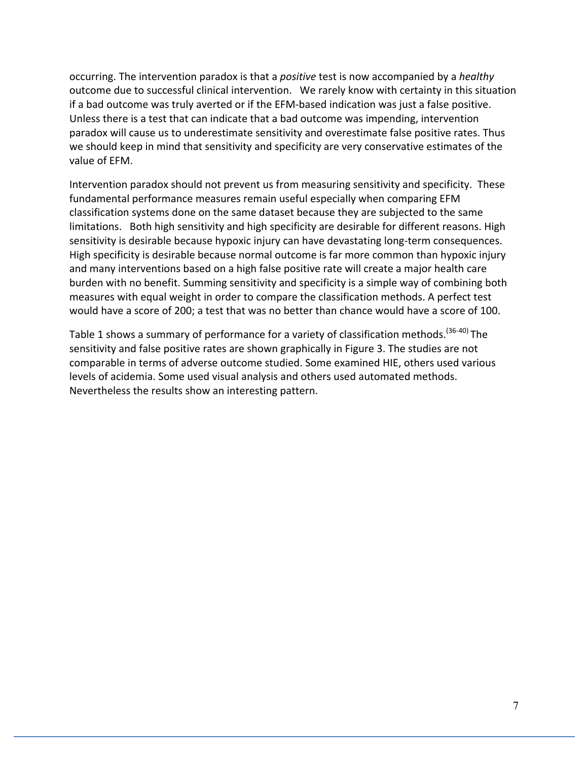occurring. The intervention paradox is that a *positive* test is now accompanied by a *healthy* outcome due to successful clinical intervention. We rarely know with certainty in this situation if a bad outcome was truly averted or if the EFM-based indication was just a false positive. Unless there is a test that can indicate that a bad outcome was impending, intervention paradox will cause us to underestimate sensitivity and overestimate false positive rates. Thus we should keep in mind that sensitivity and specificity are very conservative estimates of the value of EFM.

Intervention paradox should not prevent us from measuring sensitivity and specificity. These fundamental performance measures remain useful especially when comparing EFM classification systems done on the same dataset because they are subjected to the same limitations. Both high sensitivity and high specificity are desirable for different reasons. High sensitivity is desirable because hypoxic injury can have devastating long-term consequences. High specificity is desirable because normal outcome is far more common than hypoxic injury and many interventions based on a high false positive rate will create a major health care burden with no benefit. Summing sensitivity and specificity is a simple way of combining both measures with equal weight in order to compare the classification methods. A perfect test would have a score of 200; a test that was no better than chance would have a score of 100.

Table 1 shows a summary of performance for a variety of classification methods.[36-40] The sensitivity and false positive rates are shown graphically in Figure 3. The studies are not comparable in terms of adverse outcome studied. Some examined HIE, others used various levels of acidemia. Some used visual analysis and others used automated methods. Nevertheless the results show an interesting pattern.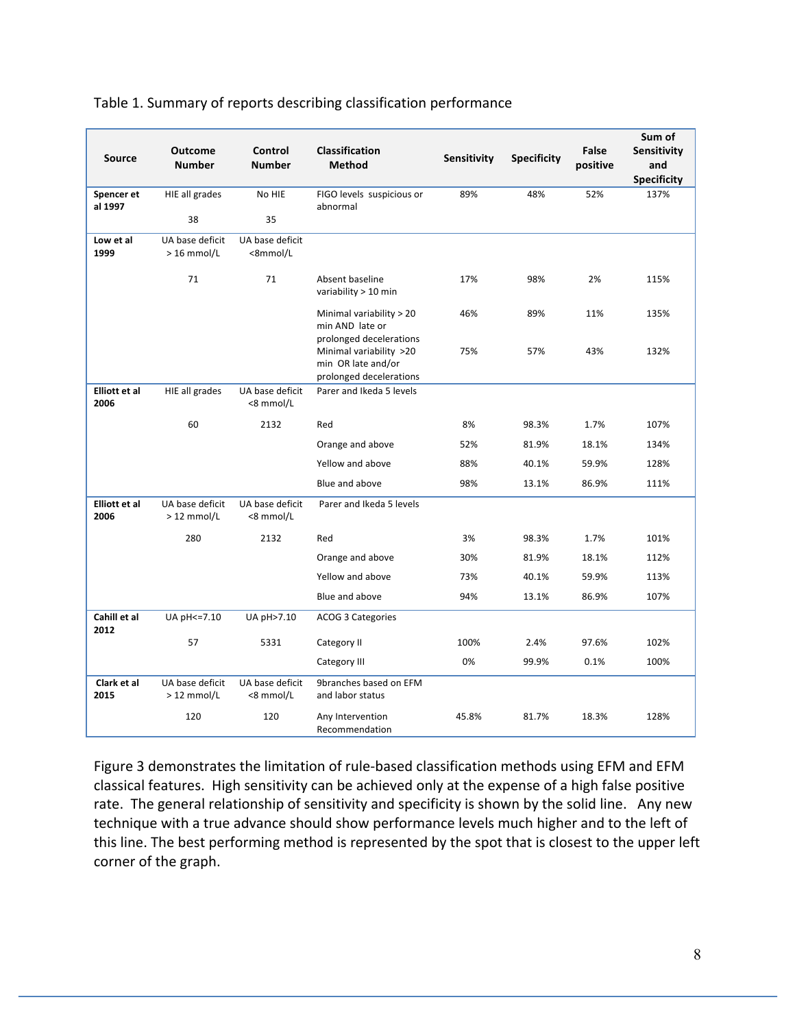Table 1. Summary of reports describing classification performance

| Source | Outcome Number | Control Number | Classification Method | Sensitivity | Specificity | False positive | Sum of Sensitivity and Specificity |
|---|---|---|---|---|---|---|---|
| **Spencer et al 1997** | HIE all grades | No HIE | FIGO levels suspicious or abnormal | 89% | 48% | 52% | 137% |
| | 38 | 35 | | | | | |
| **Low et al 1999** | UA base deficit > 16 mmol/L | UA base deficit <8mmol/L | | | | | |
| | 71 | 71 | Absent baseline variability > 10 min | 17% | 98% | 2% | 115% |
| | | | Minimal variability > 20 min AND late or prolonged decelerations | 46% | 89% | 11% | 135% |
| | | | Minimal variability >20 min OR late and/or prolonged decelerations | 75% | 57% | 43% | 132% |
| **Elliott et al 2006** | HIE all grades | UA base deficit <8 mmol/L | Parer and Ikeda 5 levels | | | | |
| | 60 | 2132 | Red | 8% | 98.3% | 1.7% | 107% |
| | | | Orange and above | 52% | 81.9% | 18.1% | 134% |
| | | | Yellow and above | 88% | 40.1% | 59.9% | 128% |
| | | | Blue and above | 98% | 13.1% | 86.9% | 111% |
| **Elliott et al 2006** | UA base deficit > 12 mmol/L | UA base deficit <8 mmol/L | Parer and Ikeda 5 levels | | | | |
| | 280 | 2132 | Red | 3% | 98.3% | 1.7% | 101% |
| | | | Orange and above | 30% | 81.9% | 18.1% | 112% |
| | | | Yellow and above | 73% | 40.1% | 59.9% | 113% |
| | | | Blue and above | 94% | 13.1% | 86.9% | 107% |
| **Cahill et al 2012** | UA pH<=7.10 | UA pH>7.10 | ACOG 3 Categories | | | | |
| | 57 | 5331 | Category II | 100% | 2.4% | 97.6% | 102% |
| | | | Category III | 0% | 99.9% | 0.1% | 100% |
| **Clark et al 2015** | UA base deficit > 12 mmol/L | UA base deficit <8 mmol/L | 9branches based on EFM and labor status | | | | |
| | 120 | 120 | Any Intervention Recommendation | 45.8% | 81.7% | 18.3% | 128% |

Figure 3 demonstrates the limitation of rule-based classification methods using EFM and EFM classical features. High sensitivity can be achieved only at the expense of a high false positive rate. The general relationship of sensitivity and specificity is shown by the solid line. Any new technique with a true advance should show performance levels much higher and to the left of this line. The best performing method is represented by the spot that is closest to the upper left corner of the graph.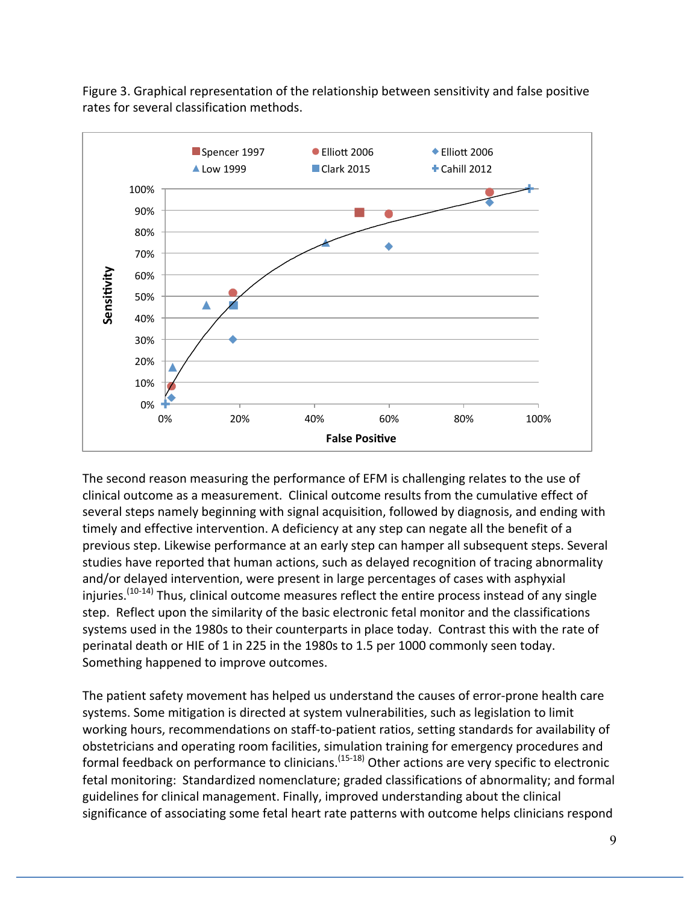Figure 3. Graphical representation of the relationship between sensitivity and false positive rates for several classification methods.

The second reason measuring the performance of EFM is challenging relates to the use of clinical outcome as a measurement. Clinical outcome results from the cumulative effect of several steps namely beginning with signal acquisition, followed by diagnosis, and ending with timely and effective intervention. A deficiency at any step can negate all the benefit of a previous step. Likewise performance at an early step can hamper all subsequent steps. Several studies have reported that human actions, such as delayed recognition of tracing abnormality and/or delayed intervention, were present in large percentages of cases with asphyxial injuries.[10-14] Thus, clinical outcome measures reflect the entire process instead of any single step. Reflect upon the similarity of the basic electronic fetal monitor and the classifications systems used in the 1980s to their counterparts in place today. Contrast this with the rate of perinatal death or HIE of 1 in 225 in the 1980s to 1.5 per 1000 commonly seen today. Something happened to improve outcomes.

The patient safety movement has helped us understand the causes of error-prone health care systems. Some mitigation is directed at system vulnerabilities, such as legislation to limit working hours, recommendations on staff-to-patient ratios, setting standards for availability of obstetricians and operating room facilities, simulation training for emergency procedures and formal feedback on performance to clinicians.[15-18] Other actions are very specific to electronic fetal monitoring: Standardized nomenclature; graded classifications of abnormality; and formal guidelines for clinical management. Finally, improved understanding about the clinical significance of associating some fetal heart rate patterns with outcome helps clinicians respond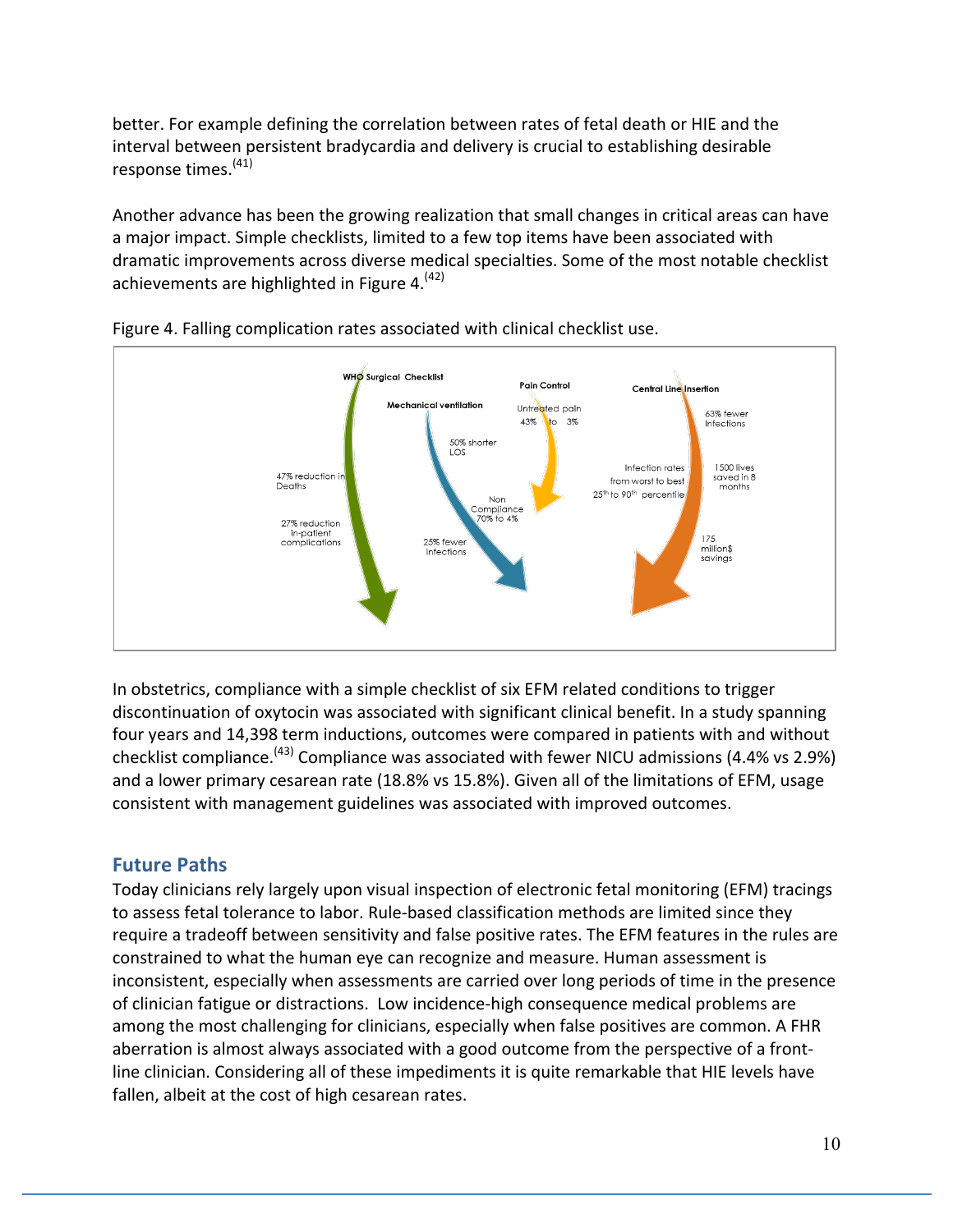better. For example defining the correlation between rates of fetal death or HIE and the interval between persistent bradycardia and delivery is crucial to establishing desirable response times.[41]

Another advance has been the growing realization that small changes in critical areas can have a major impact. Simple checklists, limited to a few top items have been associated with dramatic improvements across diverse medical specialties. Some of the most notable checklist achievements are highlighted in Figure 4.[42]

Figure 4. Falling complication rates associated with clinical checklist use.

In obstetrics, compliance with a simple checklist of six EFM related conditions to trigger discontinuation of oxytocin was associated with significant clinical benefit. In a study spanning four years and 14,398 term inductions, outcomes were compared in patients with and without checklist compliance.[43] Compliance was associated with fewer NICU admissions (4.4% vs 2.9%) and a lower primary cesarean rate (18.8% vs 15.8%). Given all of the limitations of EFM, usage consistent with management guidelines was associated with improved outcomes.

## Future Paths

Today clinicians rely largely upon visual inspection of electronic fetal monitoring (EFM) tracings to assess fetal tolerance to labor. Rule-based classification methods are limited since they require a tradeoff between sensitivity and false positive rates. The EFM features in the rules are constrained to what the human eye can recognize and measure. Human assessment is inconsistent, especially when assessments are carried over long periods of time in the presence of clinician fatigue or distractions. Low incidence-high consequence medical problems are among the most challenging for clinicians, especially when false positives are common. A FHR aberration is almost always associated with a good outcome from the perspective of a front-line clinician. Considering all of these impediments it is quite remarkable that HIE levels have fallen, albeit at the cost of high cesarean rates.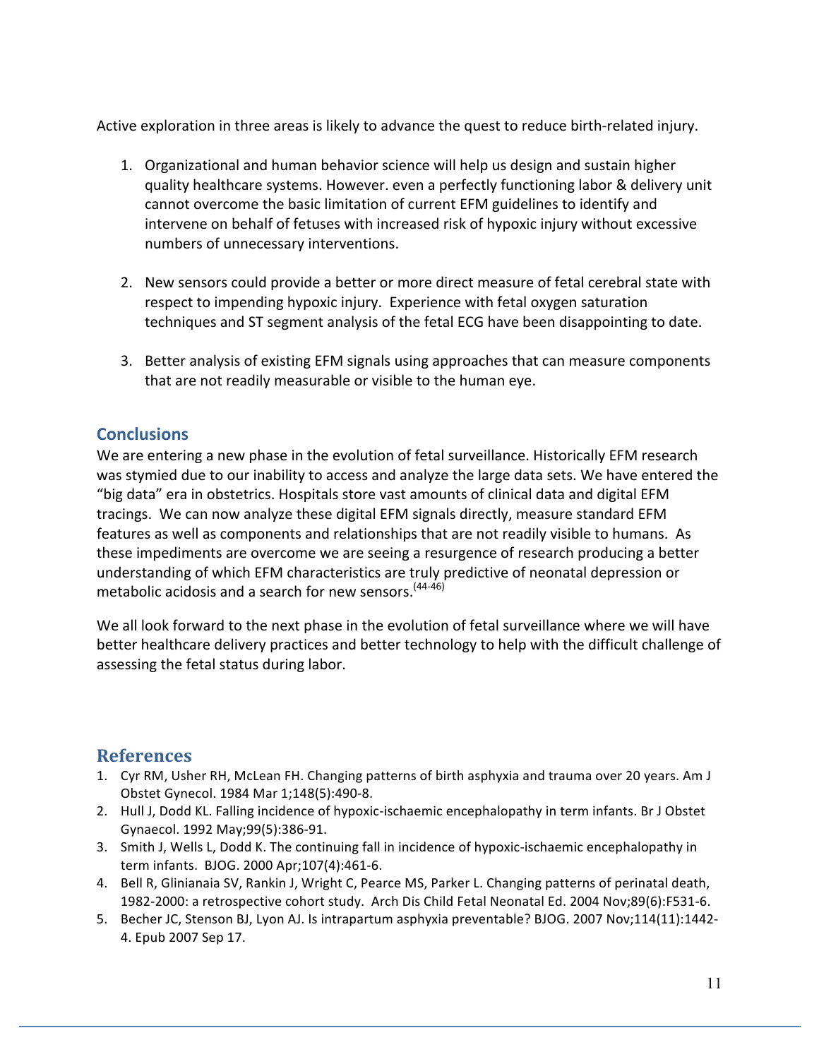Active exploration in three areas is likely to advance the quest to reduce birth-related injury.

1. Organizational and human behavior science will help us design and sustain higher quality healthcare systems. However. even a perfectly functioning labor & delivery unit cannot overcome the basic limitation of current EFM guidelines to identify and intervene on behalf of fetuses with increased risk of hypoxic injury without excessive numbers of unnecessary interventions.

2. New sensors could provide a better or more direct measure of fetal cerebral state with respect to impending hypoxic injury. Experience with fetal oxygen saturation techniques and ST segment analysis of the fetal ECG have been disappointing to date.

3. Better analysis of existing EFM signals using approaches that can measure components that are not readily measurable or visible to the human eye.

## Conclusions

We are entering a new phase in the evolution of fetal surveillance. Historically EFM research was stymied due to our inability to access and analyze the large data sets. We have entered the "big data" era in obstetrics. Hospitals store vast amounts of clinical data and digital EFM tracings. We can now analyze these digital EFM signals directly, measure standard EFM features as well as components and relationships that are not readily visible to humans. As these impediments are overcome we are seeing a resurgence of research producing a better understanding of which EFM characteristics are truly predictive of neonatal depression or metabolic acidosis and a search for new sensors.[44-46]

We all look forward to the next phase in the evolution of fetal surveillance where we will have better healthcare delivery practices and better technology to help with the difficult challenge of assessing the fetal status during labor.

## References

1. Cyr RM, Usher RH, McLean FH. Changing patterns of birth asphyxia and trauma over 20 years. Am J Obstet Gynecol. 1984 Mar 1;148(5):490-8.
2. Hull J, Dodd KL. Falling incidence of hypoxic-ischaemic encephalopathy in term infants. Br J Obstet Gynaecol. 1992 May;99(5):386-91.
3. Smith J, Wells L, Dodd K. The continuing fall in incidence of hypoxic-ischaemic encephalopathy in term infants. BJOG. 2000 Apr;107(4):461-6.
4. Bell R, Glinianaia SV, Rankin J, Wright C, Pearce MS, Parker L. Changing patterns of perinatal death, 1982-2000: a retrospective cohort study. Arch Dis Child Fetal Neonatal Ed. 2004 Nov;89(6):F531-6.
5. Becher JC, Stenson BJ, Lyon AJ. Is intrapartum asphyxia preventable? BJOG. 2007 Nov;114(11):1442-4. Epub 2007 Sep 17.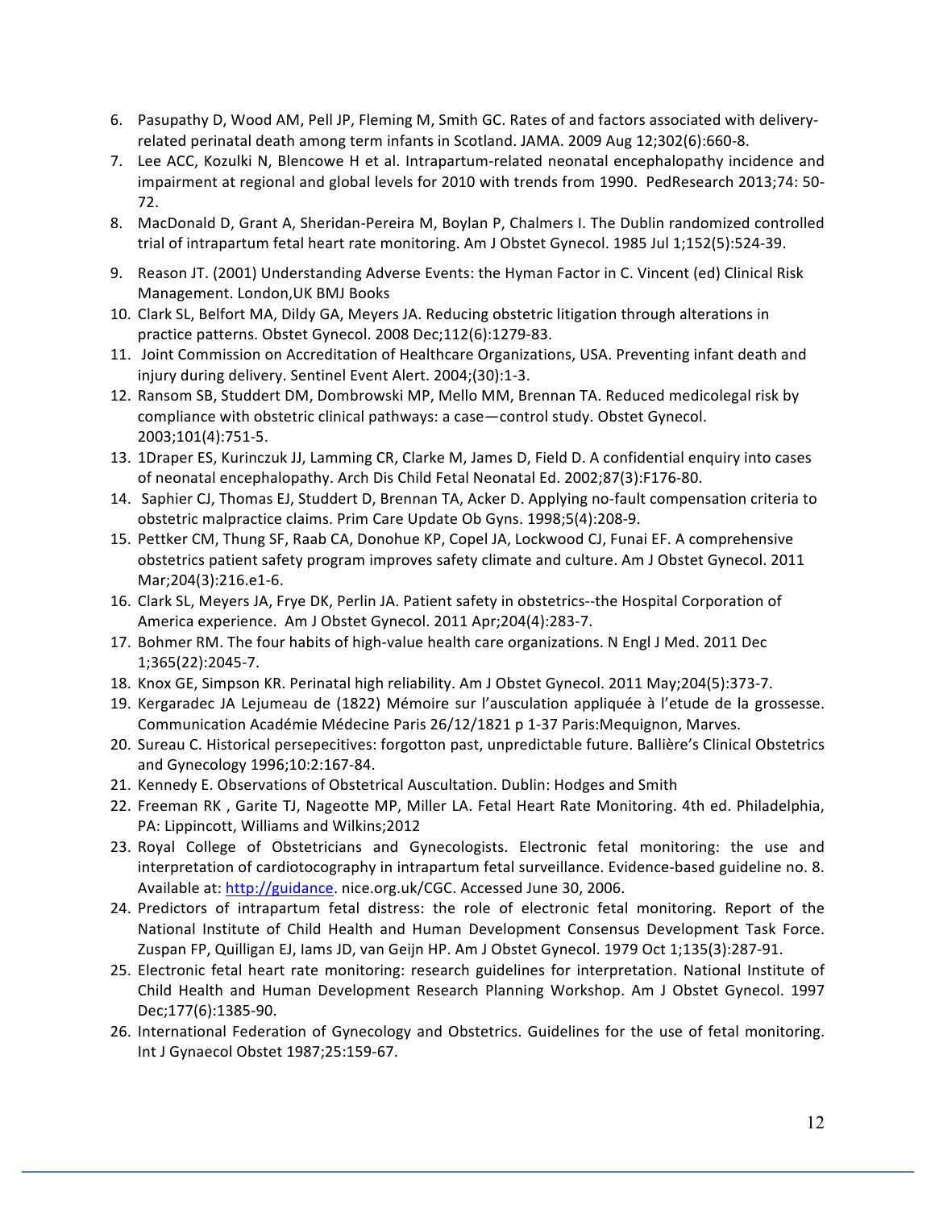6. Pasupathy D, Wood AM, Pell JP, Fleming M, Smith GC. Rates of and factors associated with delivery-related perinatal death among term infants in Scotland. JAMA. 2009 Aug 12;302(6):660-8.
7. Lee ACC, Kozulki N, Blencowe H et al. Intrapartum-related neonatal encephalopathy incidence and impairment at regional and global levels for 2010 with trends from 1990. PedResearch 2013;74: 50-72.
8. MacDonald D, Grant A, Sheridan-Pereira M, Boylan P, Chalmers I. The Dublin randomized controlled trial of intrapartum fetal heart rate monitoring. Am J Obstet Gynecol. 1985 Jul 1;152(5):524-39.
9. Reason JT. (2001) Understanding Adverse Events: the Hyman Factor in C. Vincent (ed) Clinical Risk Management. London,UK BMJ Books
10. Clark SL, Belfort MA, Dildy GA, Meyers JA. Reducing obstetric litigation through alterations in practice patterns. Obstet Gynecol. 2008 Dec;112(6):1279-83.
11. Joint Commission on Accreditation of Healthcare Organizations, USA. Preventing infant death and injury during delivery. Sentinel Event Alert. 2004;(30):1-3.
12. Ransom SB, Studdert DM, Dombrowski MP, Mello MM, Brennan TA. Reduced medicolegal risk by compliance with obstetric clinical pathways: a case—control study. Obstet Gynecol. 2003;101(4):751-5.
13. 1Draper ES, Kurinczuk JJ, Lamming CR, Clarke M, James D, Field D. A confidential enquiry into cases of neonatal encephalopathy. Arch Dis Child Fetal Neonatal Ed. 2002;87(3):F176-80.
14. Saphier CJ, Thomas EJ, Studdert D, Brennan TA, Acker D. Applying no-fault compensation criteria to obstetric malpractice claims. Prim Care Update Ob Gyns. 1998;5(4):208-9.
15. Pettker CM, Thung SF, Raab CA, Donohue KP, Copel JA, Lockwood CJ, Funai EF. A comprehensive obstetrics patient safety program improves safety climate and culture. Am J Obstet Gynecol. 2011 Mar;204(3):216.e1-6.
16. Clark SL, Meyers JA, Frye DK, Perlin JA. Patient safety in obstetrics--the Hospital Corporation of America experience. Am J Obstet Gynecol. 2011 Apr;204(4):283-7.
17. Bohmer RM. The four habits of high-value health care organizations. N Engl J Med. 2011 Dec 1;365(22):2045-7.
18. Knox GE, Simpson KR. Perinatal high reliability. Am J Obstet Gynecol. 2011 May;204(5):373-7.
19. Kergaradec JA Lejumeau de (1822) Mémoire sur l'ausculation appliquée à l'etude de la grossesse. Communication Académie Médecine Paris 26/12/1821 p 1-37 Paris:Mequignon, Marves.
20. Sureau C. Historical persepecitives: forgotton past, unpredictable future. Ballière's Clinical Obstetrics and Gynecology 1996;10:2:167-84.
21. Kennedy E. Observations of Obstetrical Auscultation. Dublin: Hodges and Smith
22. Freeman RK , Garite TJ, Nageotte MP, Miller LA. Fetal Heart Rate Monitoring. 4th ed. Philadelphia, PA: Lippincott, Williams and Wilkins;2012
23. Royal College of Obstetricians and Gynecologists. Electronic fetal monitoring: the use and interpretation of cardiotocography in intrapartum fetal surveillance. Evidence-based guideline no. 8. Available at: http://guidance. nice.org.uk/CGC. Accessed June 30, 2006.
24. Predictors of intrapartum fetal distress: the role of electronic fetal monitoring. Report of the National Institute of Child Health and Human Development Consensus Development Task Force. Zuspan FP, Quilligan EJ, Iams JD, van Geijn HP. Am J Obstet Gynecol. 1979 Oct 1;135(3):287-91.
25. Electronic fetal heart rate monitoring: research guidelines for interpretation. National Institute of Child Health and Human Development Research Planning Workshop. Am J Obstet Gynecol. 1997 Dec;177(6):1385-90.
26. International Federation of Gynecology and Obstetrics. Guidelines for the use of fetal monitoring. Int J Gynaecol Obstet 1987;25:159-67.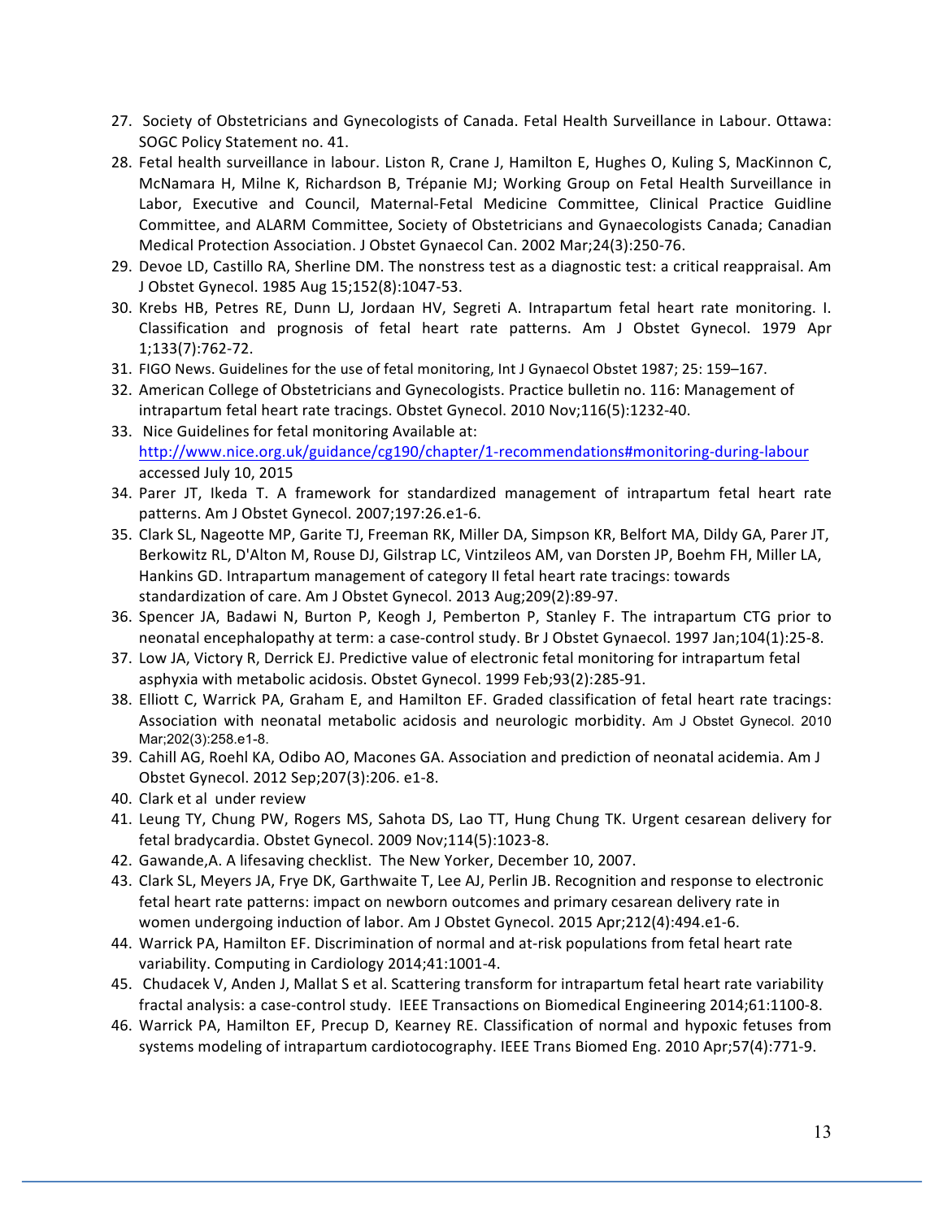27. Society of Obstetricians and Gynecologists of Canada. Fetal Health Surveillance in Labour. Ottawa: SOGC Policy Statement no. 41.
28. Fetal health surveillance in labour. Liston R, Crane J, Hamilton E, Hughes O, Kuling S, MacKinnon C, McNamara H, Milne K, Richardson B, Trépanie MJ; Working Group on Fetal Health Surveillance in Labor, Executive and Council, Maternal-Fetal Medicine Committee, Clinical Practice Guidline Committee, and ALARM Committee, Society of Obstetricians and Gynaecologists Canada; Canadian Medical Protection Association. J Obstet Gynaecol Can. 2002 Mar;24(3):250-76.
29. Devoe LD, Castillo RA, Sherline DM. The nonstress test as a diagnostic test: a critical reappraisal. Am J Obstet Gynecol. 1985 Aug 15;152(8):1047-53.
30. Krebs HB, Petres RE, Dunn LJ, Jordaan HV, Segreti A. Intrapartum fetal heart rate monitoring. I. Classification and prognosis of fetal heart rate patterns. Am J Obstet Gynecol. 1979 Apr 1;133(7):762-72.
31. FIGO News. Guidelines for the use of fetal monitoring, Int J Gynaecol Obstet 1987; 25: 159–167.
32. American College of Obstetricians and Gynecologists. Practice bulletin no. 116: Management of intrapartum fetal heart rate tracings. Obstet Gynecol. 2010 Nov;116(5):1232-40.
33. Nice Guidelines for fetal monitoring Available at: http://www.nice.org.uk/guidance/cg190/chapter/1-recommendations#monitoring-during-labour accessed July 10, 2015
34. Parer JT, Ikeda T. A framework for standardized management of intrapartum fetal heart rate patterns. Am J Obstet Gynecol. 2007;197:26.e1-6.
35. Clark SL, Nageotte MP, Garite TJ, Freeman RK, Miller DA, Simpson KR, Belfort MA, Dildy GA, Parer JT, Berkowitz RL, D'Alton M, Rouse DJ, Gilstrap LC, Vintzileos AM, van Dorsten JP, Boehm FH, Miller LA, Hankins GD. Intrapartum management of category II fetal heart rate tracings: towards standardization of care. Am J Obstet Gynecol. 2013 Aug;209(2):89-97.
36. Spencer JA, Badawi N, Burton P, Keogh J, Pemberton P, Stanley F. The intrapartum CTG prior to neonatal encephalopathy at term: a case-control study. Br J Obstet Gynaecol. 1997 Jan;104(1):25-8.
37. Low JA, Victory R, Derrick EJ. Predictive value of electronic fetal monitoring for intrapartum fetal asphyxia with metabolic acidosis. Obstet Gynecol. 1999 Feb;93(2):285-91.
38. Elliott C, Warrick PA, Graham E, and Hamilton EF. Graded classification of fetal heart rate tracings: Association with neonatal metabolic acidosis and neurologic morbidity. Am J Obstet Gynecol. 2010 Mar;202(3):258.e1-8.
39. Cahill AG, Roehl KA, Odibo AO, Macones GA. Association and prediction of neonatal acidemia. Am J Obstet Gynecol. 2012 Sep;207(3):206. e1-8.
40. Clark et al under review
41. Leung TY, Chung PW, Rogers MS, Sahota DS, Lao TT, Hung Chung TK. Urgent cesarean delivery for fetal bradycardia. Obstet Gynecol. 2009 Nov;114(5):1023-8.
42. Gawande,A. A lifesaving checklist. The New Yorker, December 10, 2007.
43. Clark SL, Meyers JA, Frye DK, Garthwaite T, Lee AJ, Perlin JB. Recognition and response to electronic fetal heart rate patterns: impact on newborn outcomes and primary cesarean delivery rate in women undergoing induction of labor. Am J Obstet Gynecol. 2015 Apr;212(4):494.e1-6.
44. Warrick PA, Hamilton EF. Discrimination of normal and at-risk populations from fetal heart rate variability. Computing in Cardiology 2014;41:1001-4.
45. Chudacek V, Anden J, Mallat S et al. Scattering transform for intrapartum fetal heart rate variability fractal analysis: a case-control study. IEEE Transactions on Biomedical Engineering 2014;61:1100-8.
46. Warrick PA, Hamilton EF, Precup D, Kearney RE. Classification of normal and hypoxic fetuses from systems modeling of intrapartum cardiotocography. IEEE Trans Biomed Eng. 2010 Apr;57(4):771-9.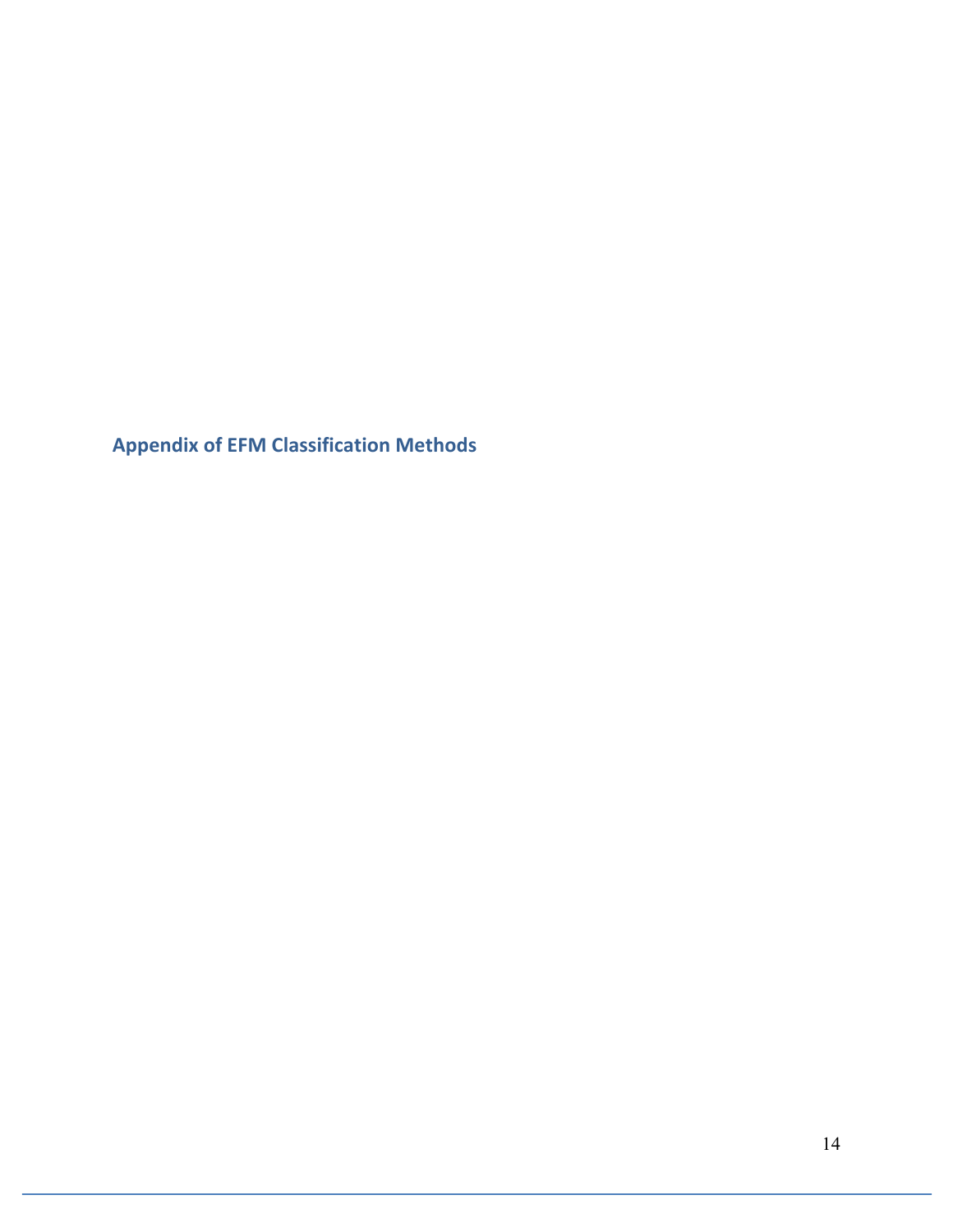## Appendix of EFM Classification Methods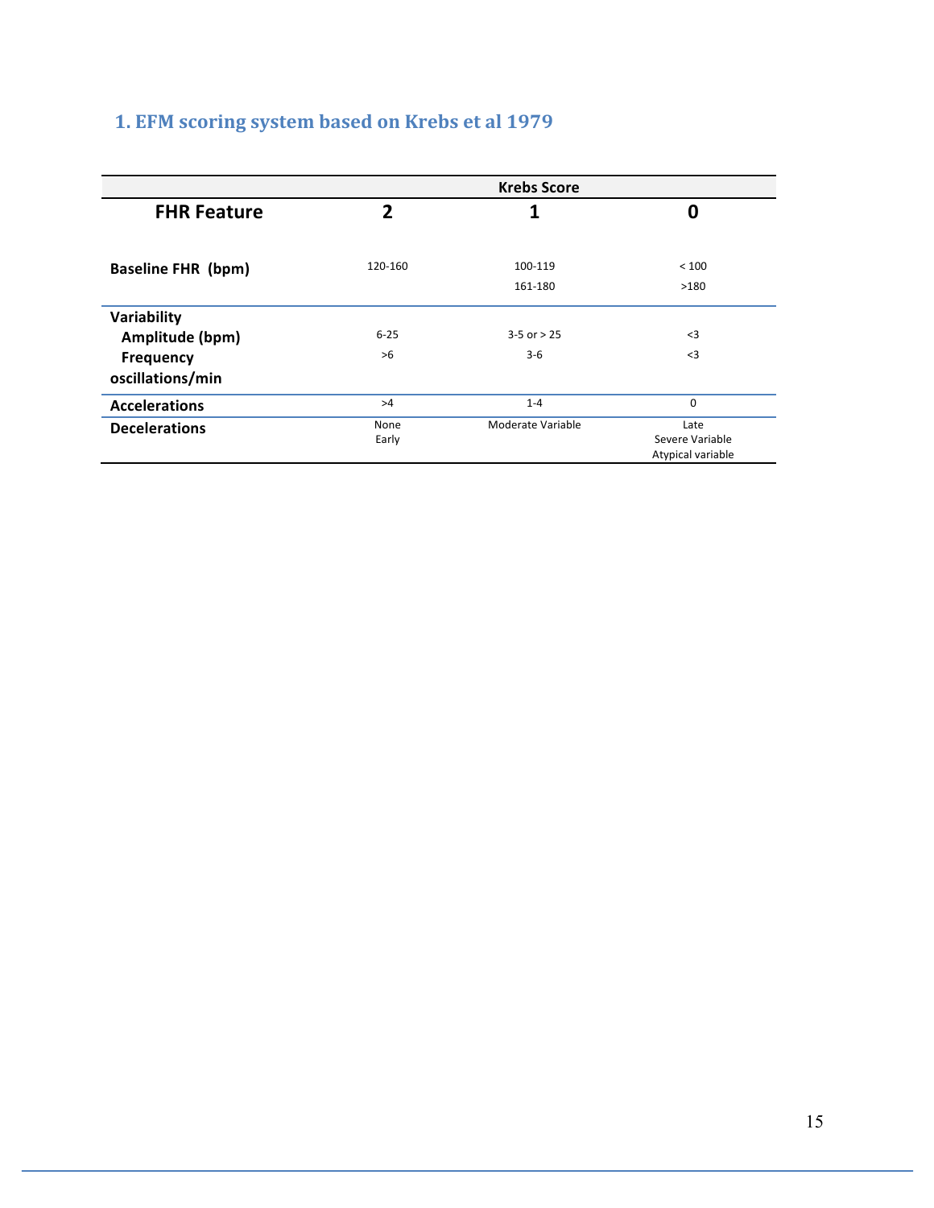## 1. EFM scoring system based on Krebs et al 1979

| | Krebs Score | | |
|---|---|---|---|
| **FHR Feature** | **2** | **1** | **0** |
| **Baseline FHR (bpm)** | 120-160 | 100-119<br>161-180 | < 100<br>>180 |
| **Variability**<br>**Amplitude (bpm)**<br>**Frequency oscillations/min** | 6-25<br>>6 | 3-5 or > 25<br>3-6 | <3<br><3 |
| **Accelerations** | >4 | 1-4 | 0 |
| **Decelerations** | None<br>Early | Moderate Variable | Late<br>Severe Variable<br>Atypical variable |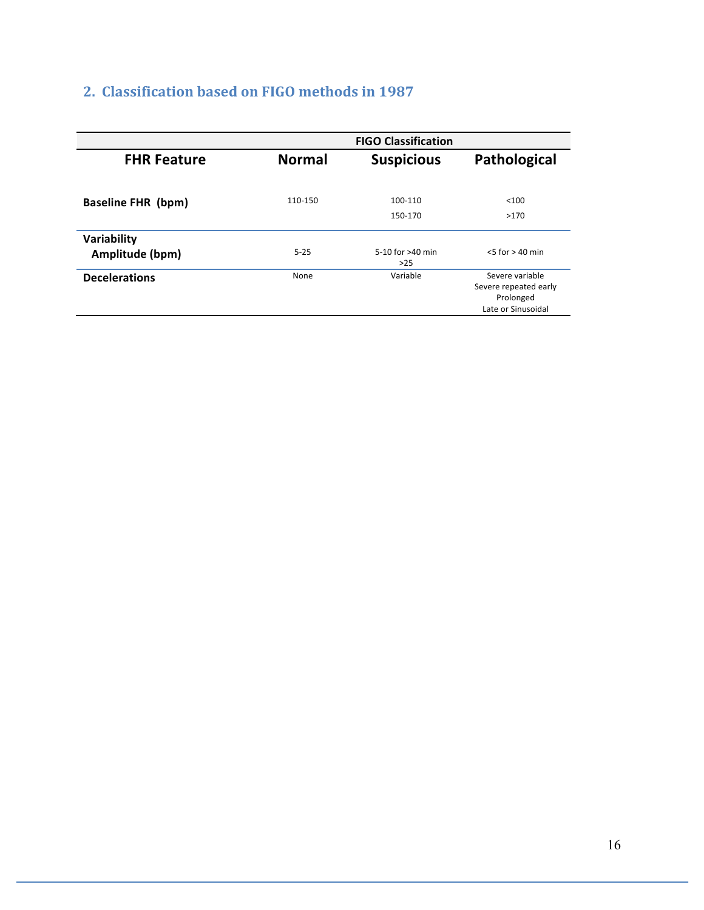## 2. Classification based on FIGO methods in 1987

| | FIGO Classification | | |
|---|---|---|---|
| **FHR Feature** | **Normal** | **Suspicious** | **Pathological** |
| **Baseline FHR (bpm)** | 110-150 | 100-110<br>150-170 | <100<br>>170 |
| **Variability**<br>**Amplitude (bpm)** | 5-25 | 5-10 for >40 min<br>>25 | <5 for > 40 min |
| **Decelerations** | None | Variable | Severe variable<br>Severe repeated early<br>Prolonged<br>Late or Sinusoidal |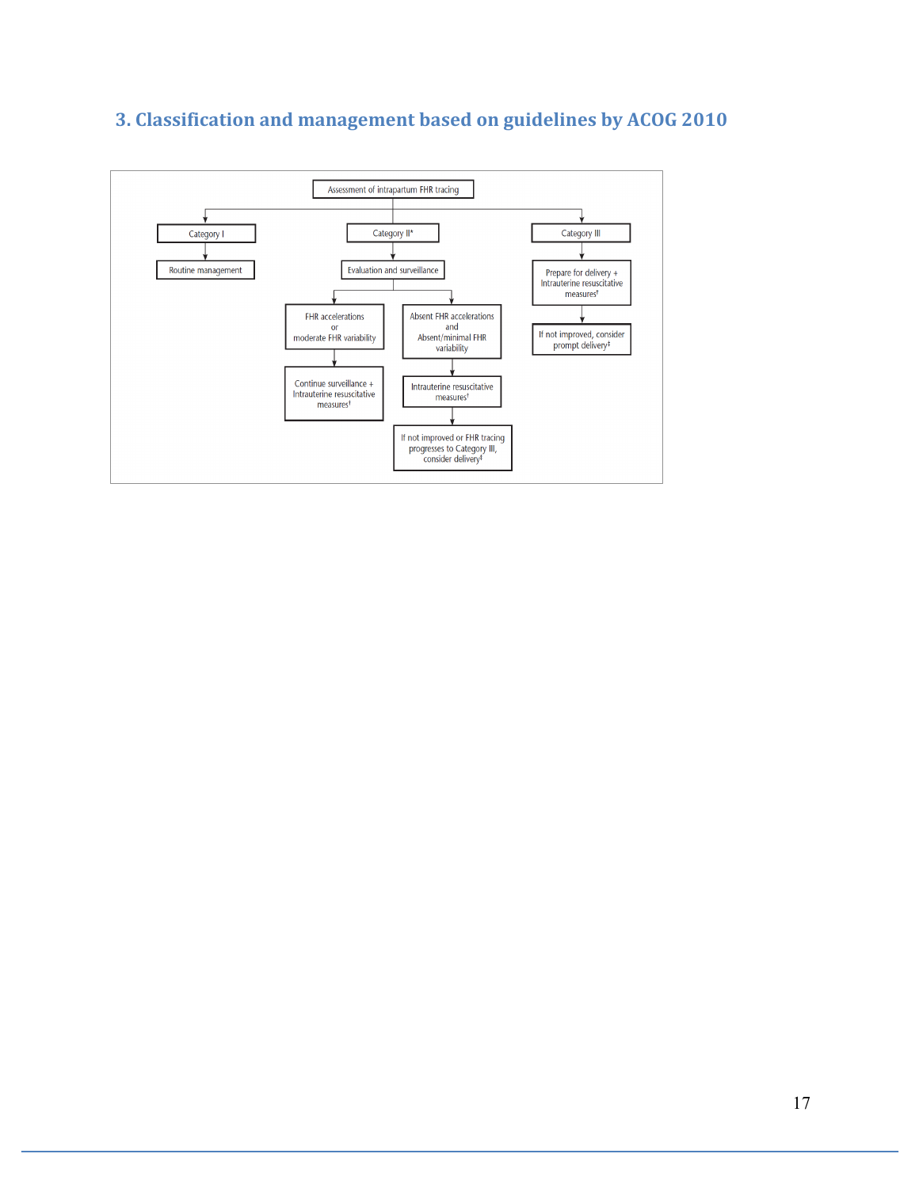### 3. Classification and management based on guidelines by ACOG 2010

Assessment of intrapartum FHR tracing

- Category I
  - Routine management
- Category II*
  - Evaluation and surveillance
    - FHR accelerations or moderate FHR variability
      - Continue surveillance + Intrauterine resuscitative measures†
    - Absent FHR accelerations and Absent/minimal FHR variability
      - Intrauterine resuscitative measures†
        - If not improved or FHR tracing progresses to Category III, consider delivery‡
- Category III
  - Prepare for delivery + Intrauterine resuscitative measures†
    - If not improved, consider prompt delivery‡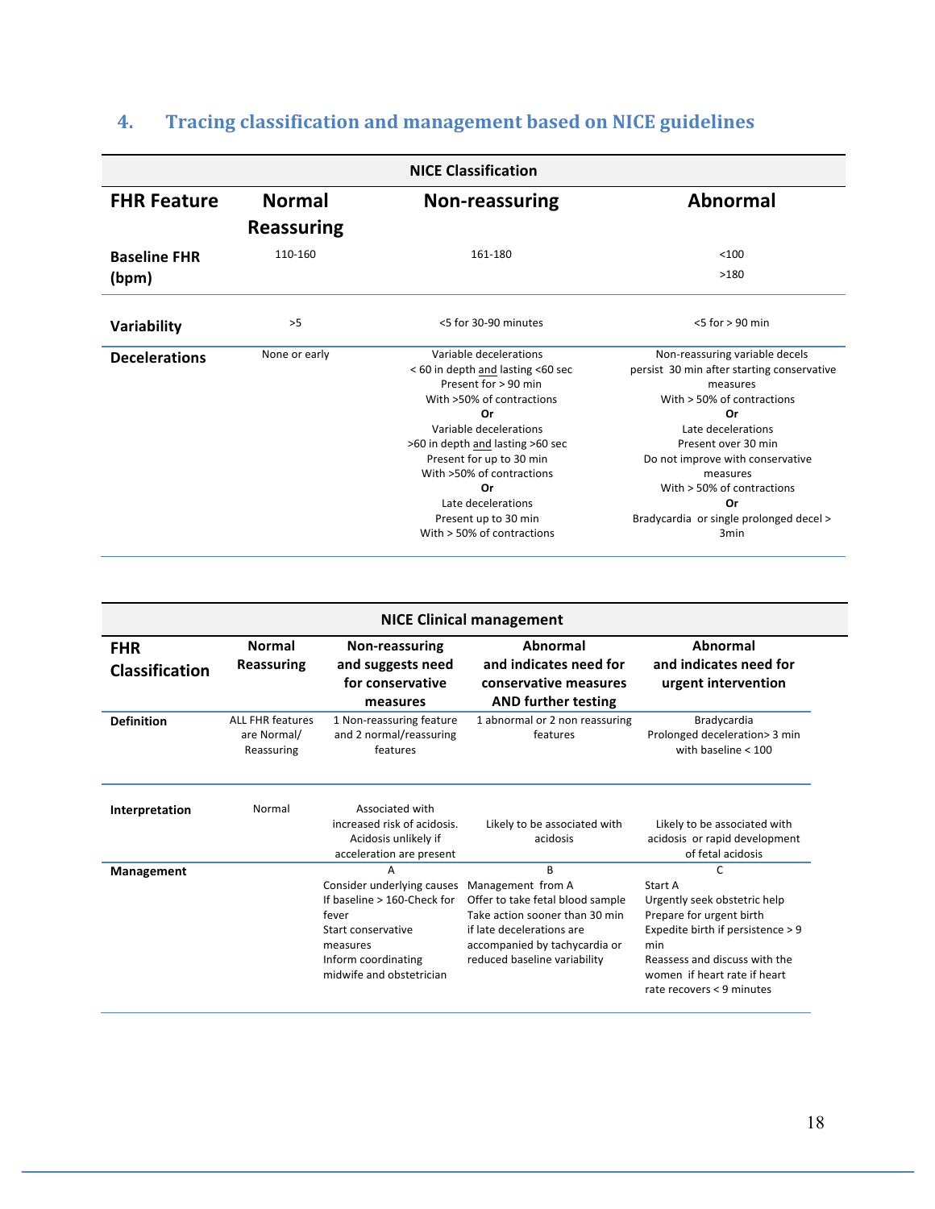## 4. Tracing classification and management based on NICE guidelines

| NICE Classification | | | |
|---|---|---|---|
| **FHR Feature** | **Normal Reassuring** | **Non-reassuring** | **Abnormal** |
| **Baseline FHR (bpm)** | 110-160 | 161-180 | <100<br>>180 |
| **Variability** | >5 | <5 for 30-90 minutes | <5 for > 90 min |
| **Decelerations** | None or early | Variable decelerations<br>< 60 in depth and lasting <60 sec<br>Present for > 90 min<br>With >50% of contractions<br>**Or**<br>Variable decelerations<br>>60 in depth and lasting >60 sec<br>Present for up to 30 min<br>With >50% of contractions<br>**Or**<br>Late decelerations<br>Present up to 30 min<br>With > 50% of contractions | Non-reassuring variable decels persist 30 min after starting conservative measures<br>With > 50% of contractions<br>**Or**<br>Late decelerations<br>Present over 30 min<br>Do not improve with conservative measures<br>With > 50% of contractions<br>**Or**<br>Bradycardia or single prolonged decel > 3min |

| NICE Clinical management | | | | |
|---|---|---|---|---|
| **FHR Classification** | **Normal Reassuring** | **Non-reassuring and suggests need for conservative measures** | **Abnormal and indicates need for conservative measures AND further testing** | **Abnormal and indicates need for urgent intervention** |
| **Definition** | ALL FHR features are Normal/ Reassuring | 1 Non-reassuring feature and 2 normal/reassuring features | 1 abnormal or 2 non reassuring features | Bradycardia<br>Prolonged deceleration> 3 min with baseline < 100 |
| **Interpretation** | Normal | Associated with increased risk of acidosis. Acidosis unlikely if acceleration are present | Likely to be associated with acidosis | Likely to be associated with acidosis or rapid development of fetal acidosis |
| **Management** | | A<br>Consider underlying causes<br>If baseline > 160-Check for fever<br>Start conservative measures<br>Inform coordinating midwife and obstetrician | B<br>Management from A<br>Offer to take fetal blood sample<br>Take action sooner than 30 min if late decelerations are accompanied by tachycardia or reduced baseline variability | C<br>Start A<br>Urgently seek obstetric help<br>Prepare for urgent birth<br>Expedite birth if persistence > 9 min<br>Reassess and discuss with the women if heart rate if heart rate recovers < 9 minutes |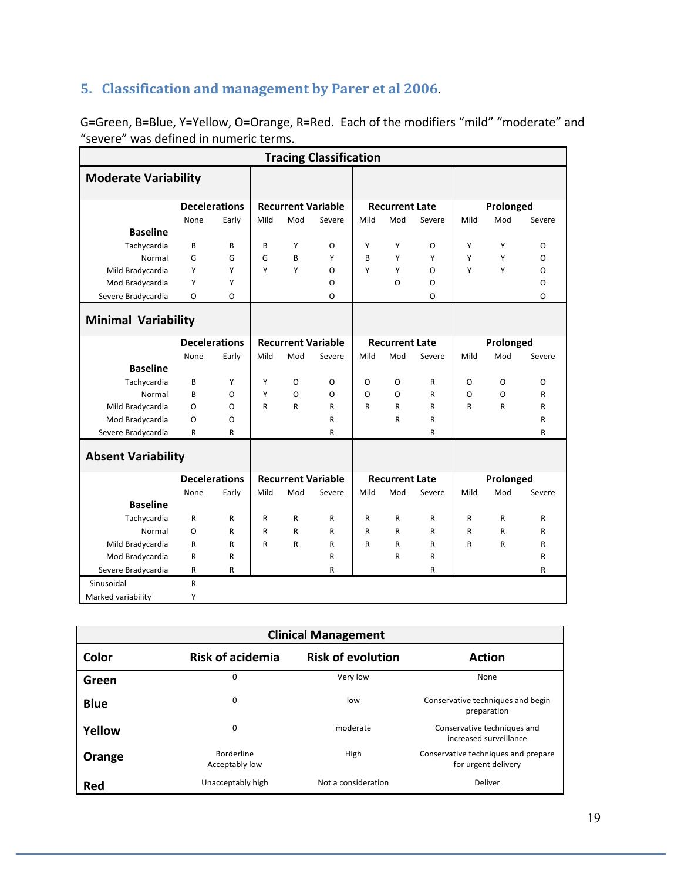## 5. Classification and management by Parer et al 2006.

G=Green, B=Blue, Y=Yellow, O=Orange, R=Red. Each of the modifiers "mild" "moderate" and "severe" was defined in numeric terms.

**Tracing Classification**

| **Moderate Variability** | | | | | | | | | | | |
|---|---|---|---|---|---|---|---|---|---|---|---|
| | **Decelerations** | | **Recurrent Variable** | | | **Recurrent Late** | | | **Prolonged** | | |
| **Baseline** | None | Early | Mild | Mod | Severe | Mild | Mod | Severe | Mild | Mod | Severe |
| Tachycardia | B | B | B | Y | O | Y | Y | O | Y | Y | O |
| Normal | G | G | G | B | Y | B | Y | Y | Y | Y | O |
| Mild Bradycardia | Y | Y | Y | Y | O | Y | Y | O | Y | Y | O |
| Mod Bradycardia | Y | Y | | | O | | O | O | | | O |
| Severe Bradycardia | O | O | | | O | | | O | | | O |
| **Minimal Variability** | | | | | | | | | | | |
| | **Decelerations** | | **Recurrent Variable** | | | **Recurrent Late** | | | **Prolonged** | | |
| **Baseline** | None | Early | Mild | Mod | Severe | Mild | Mod | Severe | Mild | Mod | Severe |
| Tachycardia | B | Y | Y | O | O | O | O | R | O | O | O |
| Normal | B | O | Y | O | O | O | O | R | O | O | R |
| Mild Bradycardia | O | O | R | R | R | R | R | R | R | R | R |
| Mod Bradycardia | O | O | | | R | | R | R | | | R |
| Severe Bradycardia | R | R | | | R | | | R | | | R |
| **Absent Variability** | | | | | | | | | | | |
| | **Decelerations** | | **Recurrent Variable** | | | **Recurrent Late** | | | **Prolonged** | | |
| **Baseline** | None | Early | Mild | Mod | Severe | Mild | Mod | Severe | Mild | Mod | Severe |
| Tachycardia | R | R | R | R | R | R | R | R | R | R | R |
| Normal | O | R | R | R | R | R | R | R | R | R | R |
| Mild Bradycardia | R | R | R | R | R | R | R | R | R | R | R |
| Mod Bradycardia | R | R | | | R | | R | R | | | R |
| Severe Bradycardia | R | R | | | R | | | R | | | R |
| Sinusoidal | R | | | | | | | | | | |
| Marked variability | Y | | | | | | | | | | |

**Clinical Management**

| Color | Risk of acidemia | Risk of evolution | Action |
|---|---|---|---|
| **Green** | 0 | Very low | None |
| **Blue** | 0 | low | Conservative techniques and begin preparation |
| **Yellow** | 0 | moderate | Conservative techniques and increased surveillance |
| **Orange** | Borderline Acceptably low | High | Conservative techniques and prepare for urgent delivery |
| **Red** | Unacceptably high | Not a consideration | Deliver |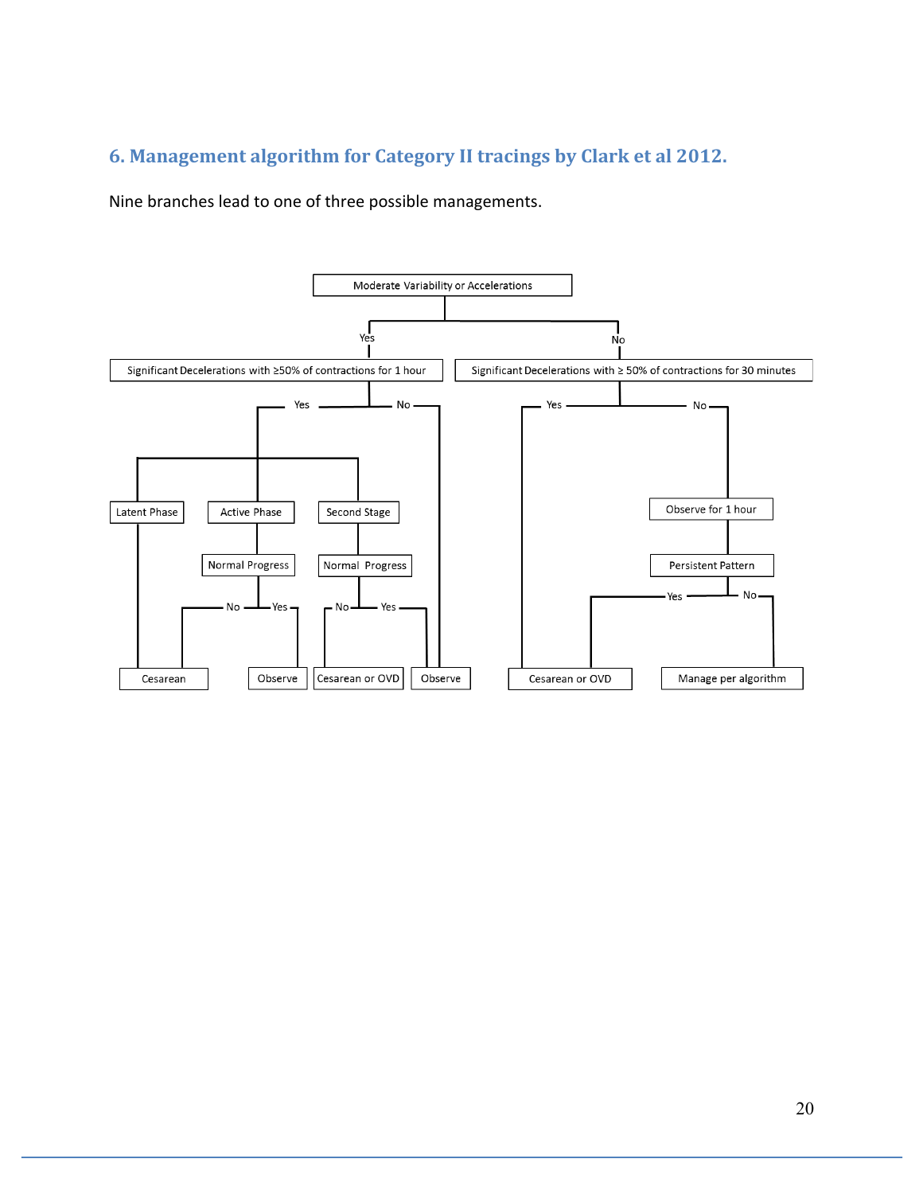## 6. Management algorithm for Category II tracings by Clark et al 2012.

Nine branches lead to one of three possible managements.

Moderate Variability or Accelerations

Yes

No

Significant Decelerations with ≥50% of contractions for 1 hour

Significant Decelerations with ≥ 50% of contractions for 30 minutes

Yes

No

Yes

No

Latent Phase

Active Phase

Second Stage

Observe for 1 hour

Normal Progress

Normal Progress

Persistent Pattern

No

Yes

No

Yes

Yes

No

Cesarean

Observe

Cesarean or OVD

Observe

Cesarean or OVD

Manage per algorithm